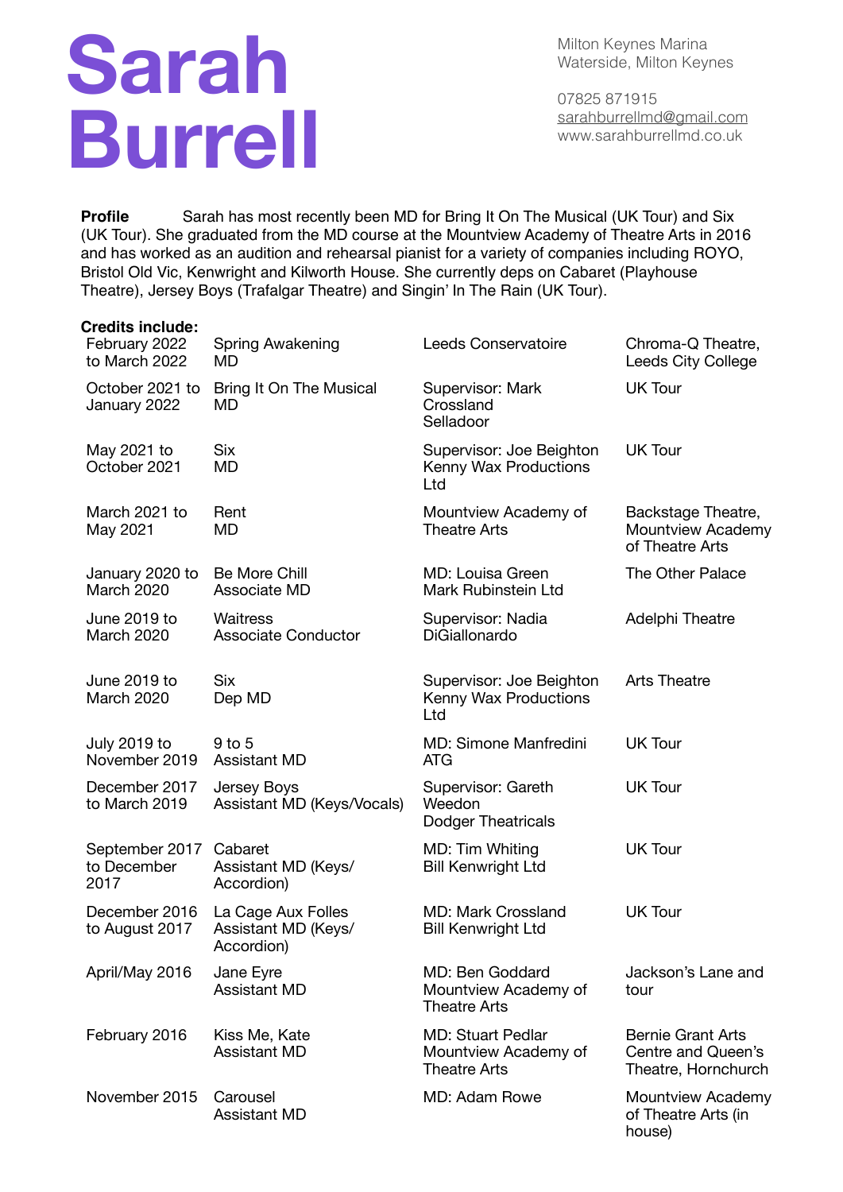# Sarah Burrell

Milton Keynes Marina
Waterside, Milton Keynes

07825 871915
sarahburrellmd@gmail.com
www.sarahburrellmd.co.uk

**Profile** Sarah has most recently been MD for Bring It On The Musical (UK Tour) and Six (UK Tour). She graduated from the MD course at the Mountview Academy of Theatre Arts in 2016 and has worked as an audition and rehearsal pianist for a variety of companies including ROYO, Bristol Old Vic, Kenwright and Kilworth House. She currently deps on Cabaret (Playhouse Theatre), Jersey Boys (Trafalgar Theatre) and Singin' In The Rain (UK Tour).

**Credits include:**

| Date | Production / Role | Company | Venue |
|---|---|---|---|
| February 2022 to March 2022 | Spring Awakening MD | Leeds Conservatoire | Chroma-Q Theatre, Leeds City College |
| October 2021 to January 2022 | Bring It On The Musical MD | Supervisor: Mark Crossland Selladoor | UK Tour |
| May 2021 to October 2021 | Six MD | Supervisor: Joe Beighton Kenny Wax Productions Ltd | UK Tour |
| March 2021 to May 2021 | Rent MD | Mountview Academy of Theatre Arts | Backstage Theatre, Mountview Academy of Theatre Arts |
| January 2020 to March 2020 | Be More Chill Associate MD | MD: Louisa Green Mark Rubinstein Ltd | The Other Palace |
| June 2019 to March 2020 | Waitress Associate Conductor | Supervisor: Nadia DiGiallonardo | Adelphi Theatre |
| June 2019 to March 2020 | Six Dep MD | Supervisor: Joe Beighton Kenny Wax Productions Ltd | Arts Theatre |
| July 2019 to November 2019 | 9 to 5 Assistant MD | MD: Simone Manfredini ATG | UK Tour |
| December 2017 to March 2019 | Jersey Boys Assistant MD (Keys/Vocals) | Supervisor: Gareth Weedon Dodger Theatricals | UK Tour |
| September 2017 to December 2017 | Cabaret Assistant MD (Keys/ Accordion) | MD: Tim Whiting Bill Kenwright Ltd | UK Tour |
| December 2016 to August 2017 | La Cage Aux Folles Assistant MD (Keys/ Accordion) | MD: Mark Crossland Bill Kenwright Ltd | UK Tour |
| April/May 2016 | Jane Eyre Assistant MD | MD: Ben Goddard Mountview Academy of Theatre Arts | Jackson's Lane and tour |
| February 2016 | Kiss Me, Kate Assistant MD | MD: Stuart Pedlar Mountview Academy of Theatre Arts | Bernie Grant Arts Centre and Queen's Theatre, Hornchurch |
| November 2015 | Carousel Assistant MD | MD: Adam Rowe | Mountview Academy of Theatre Arts (in house) |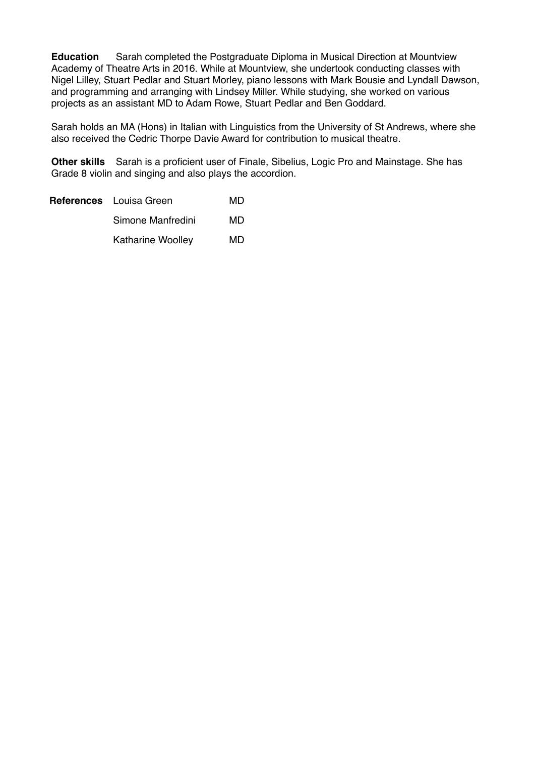**Education** Sarah completed the Postgraduate Diploma in Musical Direction at Mountview Academy of Theatre Arts in 2016. While at Mountview, she undertook conducting classes with Nigel Lilley, Stuart Pedlar and Stuart Morley, piano lessons with Mark Bousie and Lyndall Dawson, and programming and arranging with Lindsey Miller. While studying, she worked on various projects as an assistant MD to Adam Rowe, Stuart Pedlar and Ben Goddard.

Sarah holds an MA (Hons) in Italian with Linguistics from the University of St Andrews, where she also received the Cedric Thorpe Davie Award for contribution to musical theatre.

**Other skills** Sarah is a proficient user of Finale, Sibelius, Logic Pro and Mainstage. She has Grade 8 violin and singing and also plays the accordion.

| | | |
|---|---|---|
| **References** | Louisa Green | MD |
| | Simone Manfredini | MD |
| | Katharine Woolley | MD |